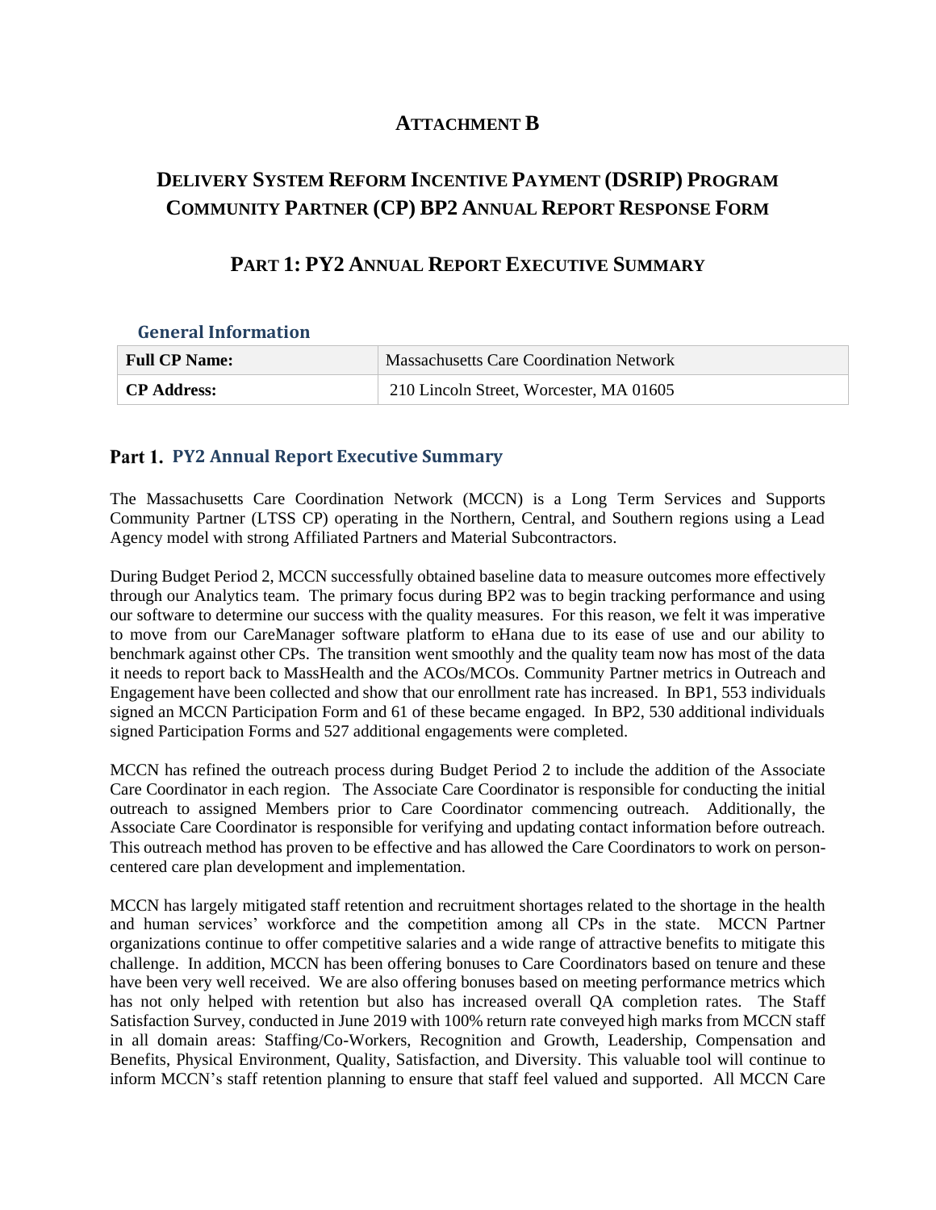# ATTACHMENT B

## DELIVERY SYSTEM REFORM INCENTIVE PAYMENT (DSRIP) PROGRAM COMMUNITY PARTNER (CP) BP2 ANNUAL REPORT RESPONSE FORM

## PART 1: PY2 ANNUAL REPORT EXECUTIVE SUMMARY

### General Information

| Full CP Name: | Massachusetts Care Coordination Network |
|---|---|
| CP Address: | 210 Lincoln Street, Worcester, MA 01605 |

## Part 1. PY2 Annual Report Executive Summary

The Massachusetts Care Coordination Network (MCCN) is a Long Term Services and Supports Community Partner (LTSS CP) operating in the Northern, Central, and Southern regions using a Lead Agency model with strong Affiliated Partners and Material Subcontractors.

During Budget Period 2, MCCN successfully obtained baseline data to measure outcomes more effectively through our Analytics team. The primary focus during BP2 was to begin tracking performance and using our software to determine our success with the quality measures. For this reason, we felt it was imperative to move from our CareManager software platform to eHana due to its ease of use and our ability to benchmark against other CPs. The transition went smoothly and the quality team now has most of the data it needs to report back to MassHealth and the ACOs/MCOs. Community Partner metrics in Outreach and Engagement have been collected and show that our enrollment rate has increased. In BP1, 553 individuals signed an MCCN Participation Form and 61 of these became engaged. In BP2, 530 additional individuals signed Participation Forms and 527 additional engagements were completed.

MCCN has refined the outreach process during Budget Period 2 to include the addition of the Associate Care Coordinator in each region. The Associate Care Coordinator is responsible for conducting the initial outreach to assigned Members prior to Care Coordinator commencing outreach. Additionally, the Associate Care Coordinator is responsible for verifying and updating contact information before outreach. This outreach method has proven to be effective and has allowed the Care Coordinators to work on person-centered care plan development and implementation.

MCCN has largely mitigated staff retention and recruitment shortages related to the shortage in the health and human services' workforce and the competition among all CPs in the state. MCCN Partner organizations continue to offer competitive salaries and a wide range of attractive benefits to mitigate this challenge. In addition, MCCN has been offering bonuses to Care Coordinators based on tenure and these have been very well received. We are also offering bonuses based on meeting performance metrics which has not only helped with retention but also has increased overall QA completion rates. The Staff Satisfaction Survey, conducted in June 2019 with 100% return rate conveyed high marks from MCCN staff in all domain areas: Staffing/Co-Workers, Recognition and Growth, Leadership, Compensation and Benefits, Physical Environment, Quality, Satisfaction, and Diversity. This valuable tool will continue to inform MCCN's staff retention planning to ensure that staff feel valued and supported. All MCCN Care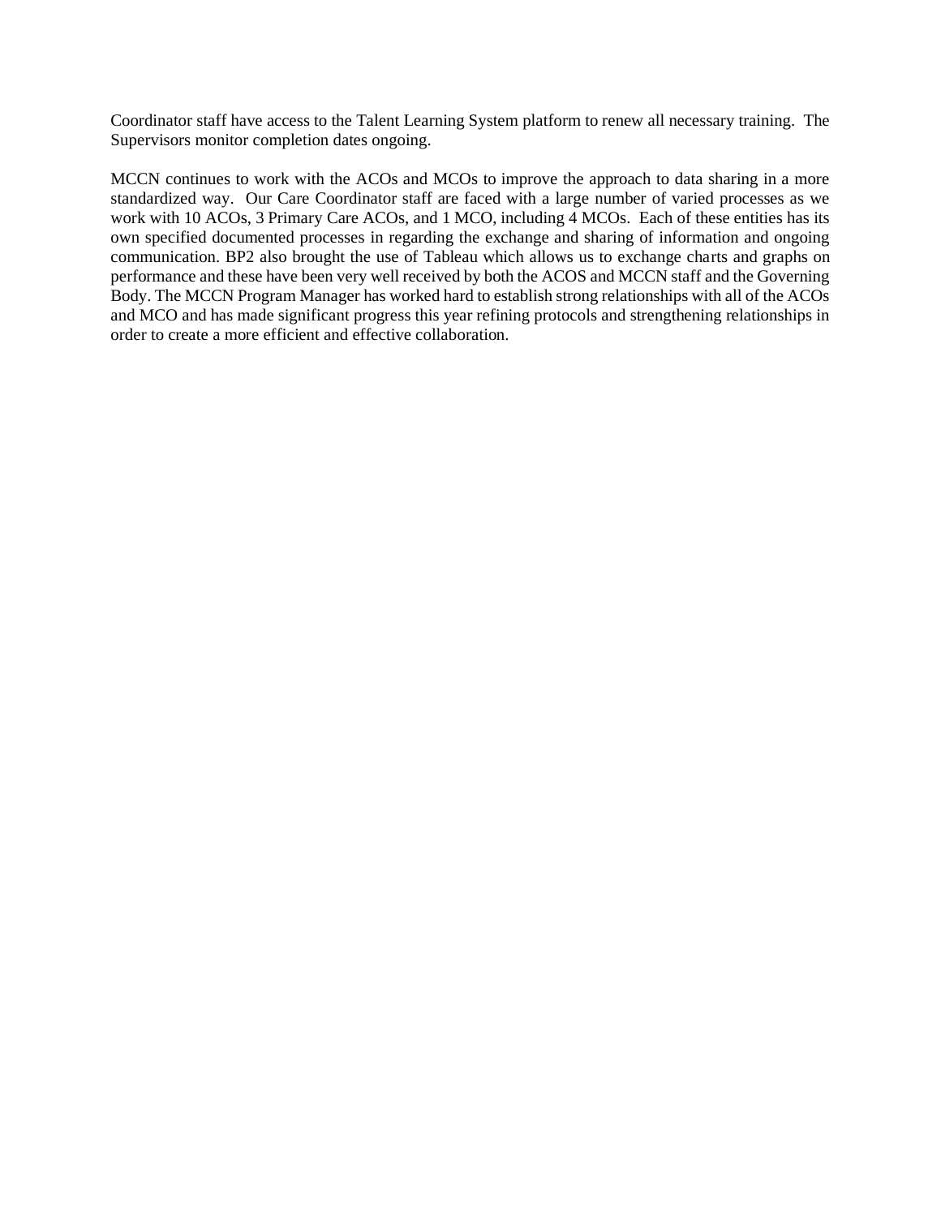Coordinator staff have access to the Talent Learning System platform to renew all necessary training. The Supervisors monitor completion dates ongoing.

MCCN continues to work with the ACOs and MCOs to improve the approach to data sharing in a more standardized way. Our Care Coordinator staff are faced with a large number of varied processes as we work with 10 ACOs, 3 Primary Care ACOs, and 1 MCO, including 4 MCOs. Each of these entities has its own specified documented processes in regarding the exchange and sharing of information and ongoing communication. BP2 also brought the use of Tableau which allows us to exchange charts and graphs on performance and these have been very well received by both the ACOS and MCCN staff and the Governing Body. The MCCN Program Manager has worked hard to establish strong relationships with all of the ACOs and MCO and has made significant progress this year refining protocols and strengthening relationships in order to create a more efficient and effective collaboration.